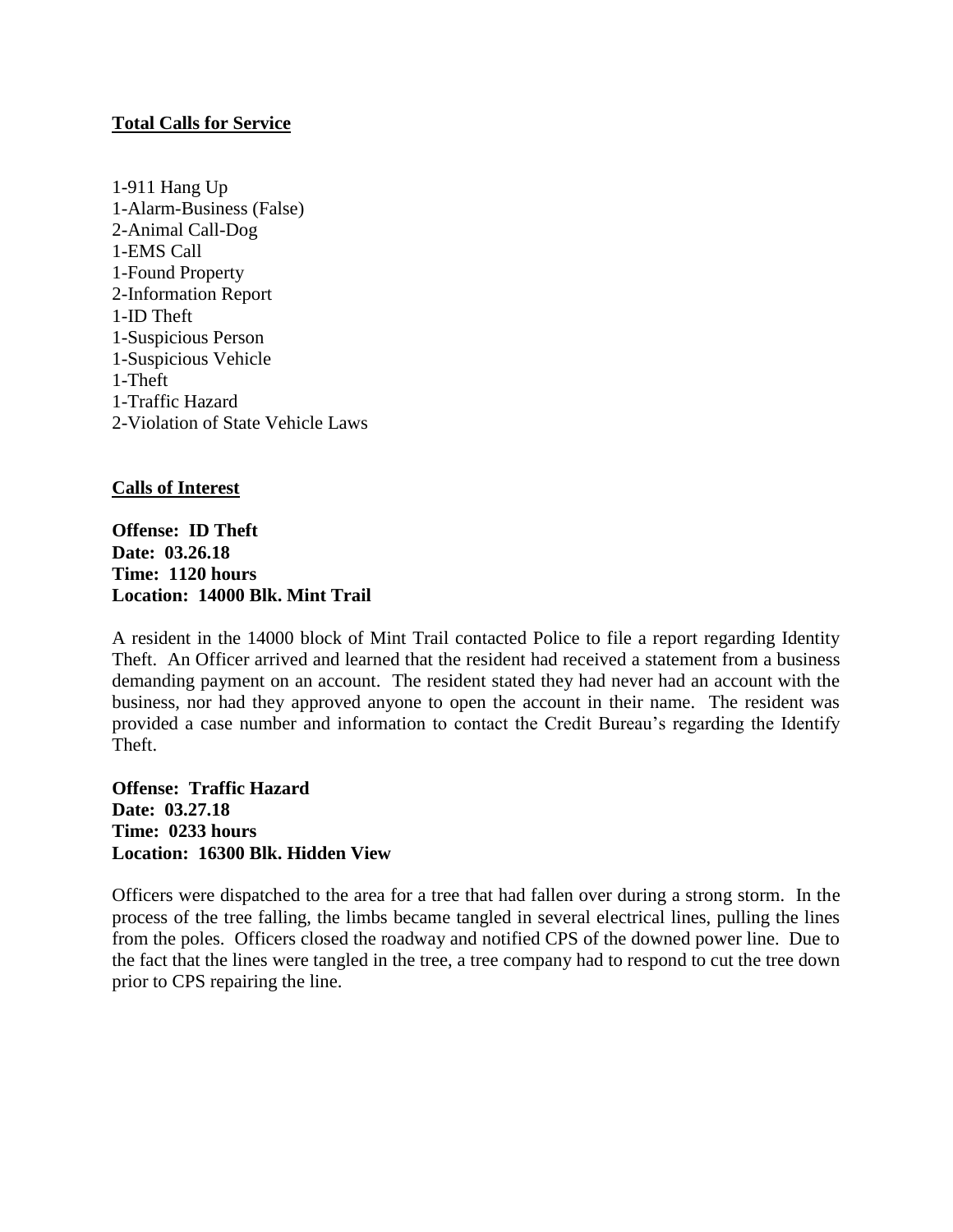**<u>Total Calls for Service</u>**

1-911 Hang Up
1-Alarm-Business (False)
2-Animal Call-Dog
1-EMS Call
1-Found Property
2-Information Report
1-ID Theft
1-Suspicious Person
1-Suspicious Vehicle
1-Theft
1-Traffic Hazard
2-Violation of State Vehicle Laws

**<u>Calls of Interest</u>**

**Offense: ID Theft**
**Date: 03.26.18**
**Time: 1120 hours**
**Location: 14000 Blk. Mint Trail**

A resident in the 14000 block of Mint Trail contacted Police to file a report regarding Identity Theft. An Officer arrived and learned that the resident had received a statement from a business demanding payment on an account. The resident stated they had never had an account with the business, nor had they approved anyone to open the account in their name. The resident was provided a case number and information to contact the Credit Bureau's regarding the Identify Theft.

**Offense: Traffic Hazard**
**Date: 03.27.18**
**Time: 0233 hours**
**Location: 16300 Blk. Hidden View**

Officers were dispatched to the area for a tree that had fallen over during a strong storm. In the process of the tree falling, the limbs became tangled in several electrical lines, pulling the lines from the poles. Officers closed the roadway and notified CPS of the downed power line. Due to the fact that the lines were tangled in the tree, a tree company had to respond to cut the tree down prior to CPS repairing the line.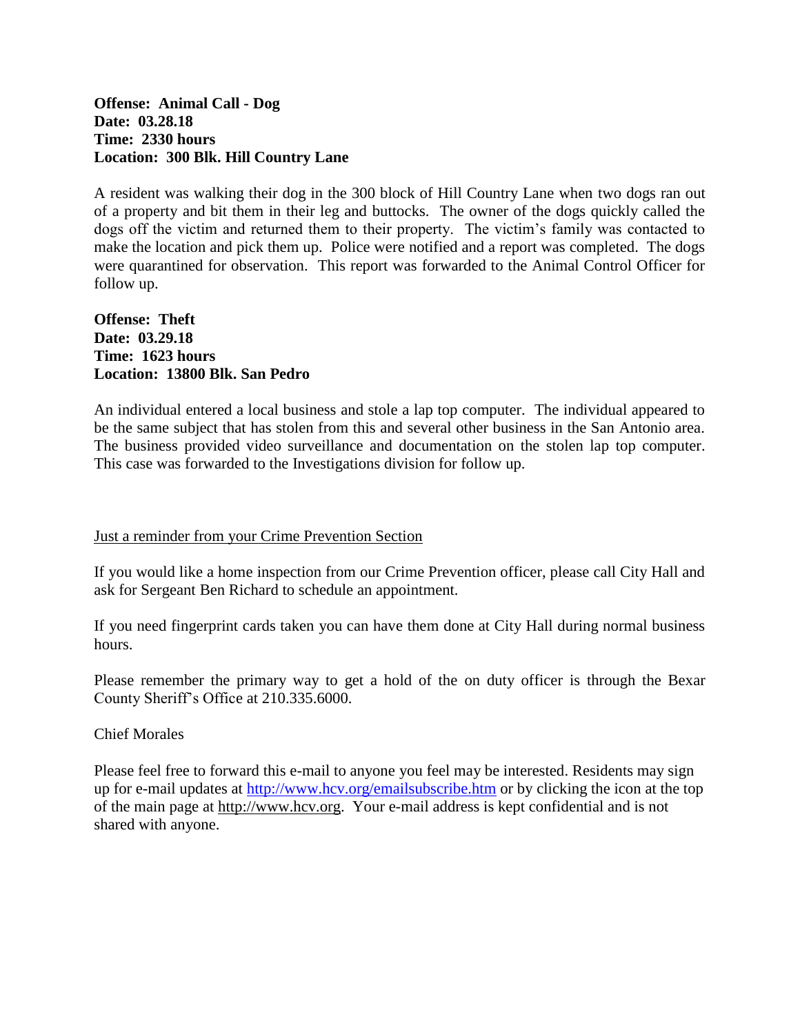**Offense: Animal Call - Dog**
**Date: 03.28.18**
**Time: 2330 hours**
**Location: 300 Blk. Hill Country Lane**

A resident was walking their dog in the 300 block of Hill Country Lane when two dogs ran out of a property and bit them in their leg and buttocks. The owner of the dogs quickly called the dogs off the victim and returned them to their property. The victim's family was contacted to make the location and pick them up. Police were notified and a report was completed. The dogs were quarantined for observation. This report was forwarded to the Animal Control Officer for follow up.

**Offense: Theft**
**Date: 03.29.18**
**Time: 1623 hours**
**Location: 13800 Blk. San Pedro**

An individual entered a local business and stole a lap top computer. The individual appeared to be the same subject that has stolen from this and several other business in the San Antonio area. The business provided video surveillance and documentation on the stolen lap top computer. This case was forwarded to the Investigations division for follow up.

Just a reminder from your Crime Prevention Section

If you would like a home inspection from our Crime Prevention officer, please call City Hall and ask for Sergeant Ben Richard to schedule an appointment.

If you need fingerprint cards taken you can have them done at City Hall during normal business hours.

Please remember the primary way to get a hold of the on duty officer is through the Bexar County Sheriff's Office at 210.335.6000.

Chief Morales

Please feel free to forward this e-mail to anyone you feel may be interested. Residents may sign up for e-mail updates at http://www.hcv.org/emailsubscribe.htm or by clicking the icon at the top of the main page at http://www.hcv.org. Your e-mail address is kept confidential and is not shared with anyone.